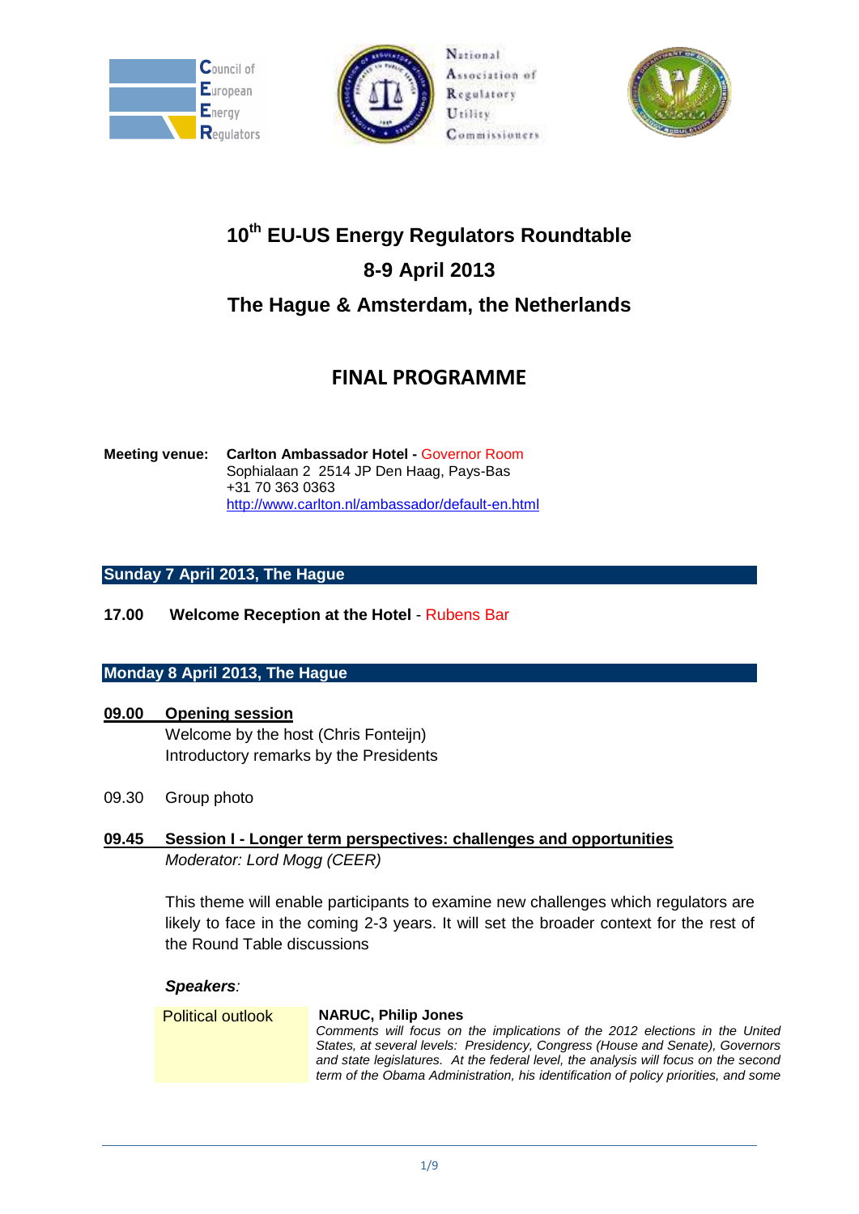# 10th EU-US Energy Regulators Roundtable

## 8-9 April 2013

## The Hague & Amsterdam, the Netherlands

## FINAL PROGRAMME

**Meeting venue:** **Carlton Ambassador Hotel -** Governor Room
Sophialaan 2 2514 JP Den Haag, Pays-Bas
+31 70 363 0363
http://www.carlton.nl/ambassador/default-en.html

### Sunday 7 April 2013, The Hague

**17.00 Welcome Reception at the Hotel** - Rubens Bar

### Monday 8 April 2013, The Hague

**09.00 Opening session**

Welcome by the host (Chris Fonteijn)
Introductory remarks by the Presidents

09.30 Group photo

**09.45 Session I - Longer term perspectives: challenges and opportunities**

*Moderator: Lord Mogg (CEER)*

This theme will enable participants to examine new challenges which regulators are likely to face in the coming 2-3 years. It will set the broader context for the rest of the Round Table discussions

***Speakers**:*

| | |
|---|---|
| Political outlook | **NARUC, Philip Jones** *Comments will focus on the implications of the 2012 elections in the United States, at several levels: Presidency, Congress (House and Senate), Governors and state legislatures. At the federal level, the analysis will focus on the second term of the Obama Administration, his identification of policy priorities, and some* |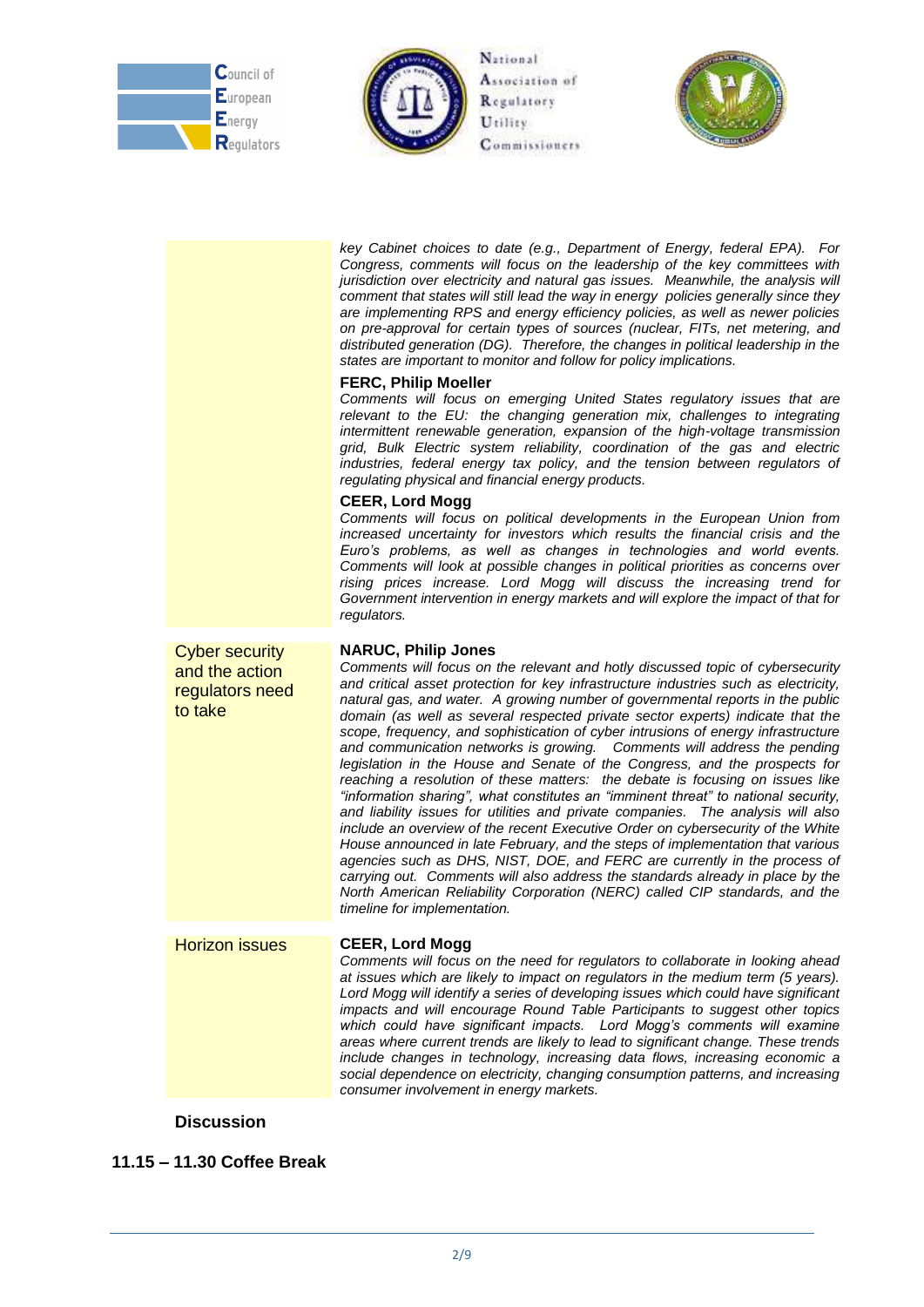*key Cabinet choices to date (e.g., Department of Energy, federal EPA). For Congress, comments will focus on the leadership of the key committees with jurisdiction over electricity and natural gas issues. Meanwhile, the analysis will comment that states will still lead the way in energy policies generally since they are implementing RPS and energy efficiency policies, as well as newer policies on pre-approval for certain types of sources (nuclear, FITs, net metering, and distributed generation (DG). Therefore, the changes in political leadership in the states are important to monitor and follow for policy implications.*

**FERC, Philip Moeller**

*Comments will focus on emerging United States regulatory issues that are relevant to the EU: the changing generation mix, challenges to integrating intermittent renewable generation, expansion of the high-voltage transmission grid, Bulk Electric system reliability, coordination of the gas and electric industries, federal energy tax policy, and the tension between regulators of regulating physical and financial energy products.*

**CEER, Lord Mogg**

*Comments will focus on political developments in the European Union from increased uncertainty for investors which results the financial crisis and the Euro's problems, as well as changes in technologies and world events. Comments will look at possible changes in political priorities as concerns over rising prices increase. Lord Mogg will discuss the increasing trend for Government intervention in energy markets and will explore the impact of that for regulators.*

## Cyber security and the action regulators need to take

**NARUC, Philip Jones**

*Comments will focus on the relevant and hotly discussed topic of cybersecurity and critical asset protection for key infrastructure industries such as electricity, natural gas, and water. A growing number of governmental reports in the public domain (as well as several respected private sector experts) indicate that the scope, frequency, and sophistication of cyber intrusions of energy infrastructure and communication networks is growing. Comments will address the pending legislation in the House and Senate of the Congress, and the prospects for reaching a resolution of these matters: the debate is focusing on issues like "information sharing", what constitutes an "imminent threat" to national security, and liability issues for utilities and private companies. The analysis will also include an overview of the recent Executive Order on cybersecurity of the White House announced in late February, and the steps of implementation that various agencies such as DHS, NIST, DOE, and FERC are currently in the process of carrying out. Comments will also address the standards already in place by the North American Reliability Corporation (NERC) called CIP standards, and the timeline for implementation.*

## Horizon issues

**CEER, Lord Mogg**

*Comments will focus on the need for regulators to collaborate in looking ahead at issues which are likely to impact on regulators in the medium term (5 years). Lord Mogg will identify a series of developing issues which could have significant impacts and will encourage Round Table Participants to suggest other topics which could have significant impacts. Lord Mogg's comments will examine areas where current trends are likely to lead to significant change. These trends include changes in technology, increasing data flows, increasing economic a social dependence on electricity, changing consumption patterns, and increasing consumer involvement in energy markets.*

**Discussion**

**11.15 – 11.30 Coffee Break**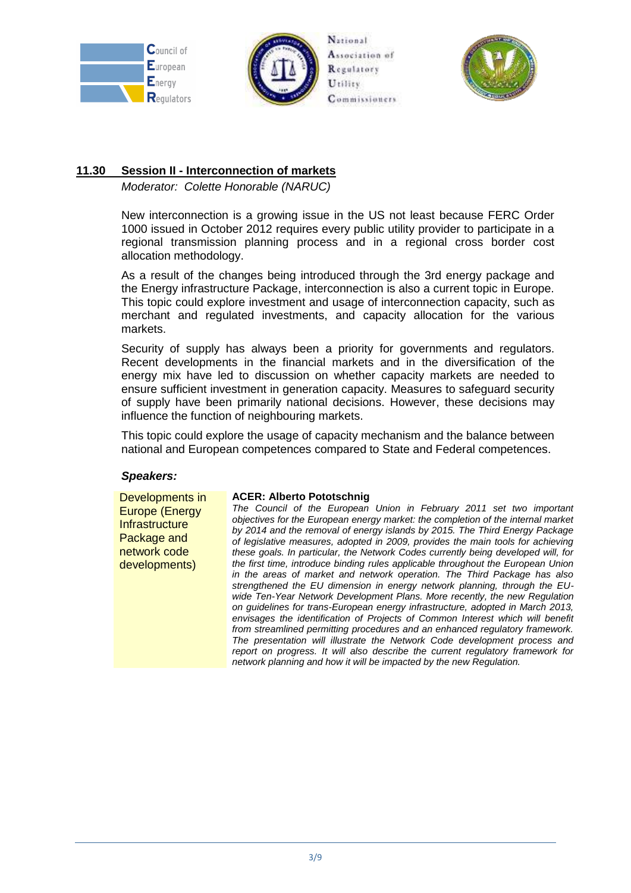## 11.30 Session II - Interconnection of markets

*Moderator: Colette Honorable (NARUC)*

New interconnection is a growing issue in the US not least because FERC Order 1000 issued in October 2012 requires every public utility provider to participate in a regional transmission planning process and in a regional cross border cost allocation methodology.

As a result of the changes being introduced through the 3rd energy package and the Energy infrastructure Package, interconnection is also a current topic in Europe. This topic could explore investment and usage of interconnection capacity, such as merchant and regulated investments, and capacity allocation for the various markets.

Security of supply has always been a priority for governments and regulators. Recent developments in the financial markets and in the diversification of the energy mix have led to discussion on whether capacity markets are needed to ensure sufficient investment in generation capacity. Measures to safeguard security of supply have been primarily national decisions. However, these decisions may influence the function of neighbouring markets.

This topic could explore the usage of capacity mechanism and the balance between national and European competences compared to State and Federal competences.

***Speakers:***

| | |
|---|---|
| Developments in Europe (Energy Infrastructure Package and network code developments) | **ACER: Alberto Pototschnig**<br>*The Council of the European Union in February 2011 set two important objectives for the European energy market: the completion of the internal market by 2014 and the removal of energy islands by 2015. The Third Energy Package of legislative measures, adopted in 2009, provides the main tools for achieving these goals. In particular, the Network Codes currently being developed will, for the first time, introduce binding rules applicable throughout the European Union in the areas of market and network operation. The Third Package has also strengthened the EU dimension in energy network planning, through the EU-wide Ten-Year Network Development Plans. More recently, the new Regulation on guidelines for trans-European energy infrastructure, adopted in March 2013, envisages the identification of Projects of Common Interest which will benefit from streamlined permitting procedures and an enhanced regulatory framework. The presentation will illustrate the Network Code development process and report on progress. It will also describe the current regulatory framework for network planning and how it will be impacted by the new Regulation.* |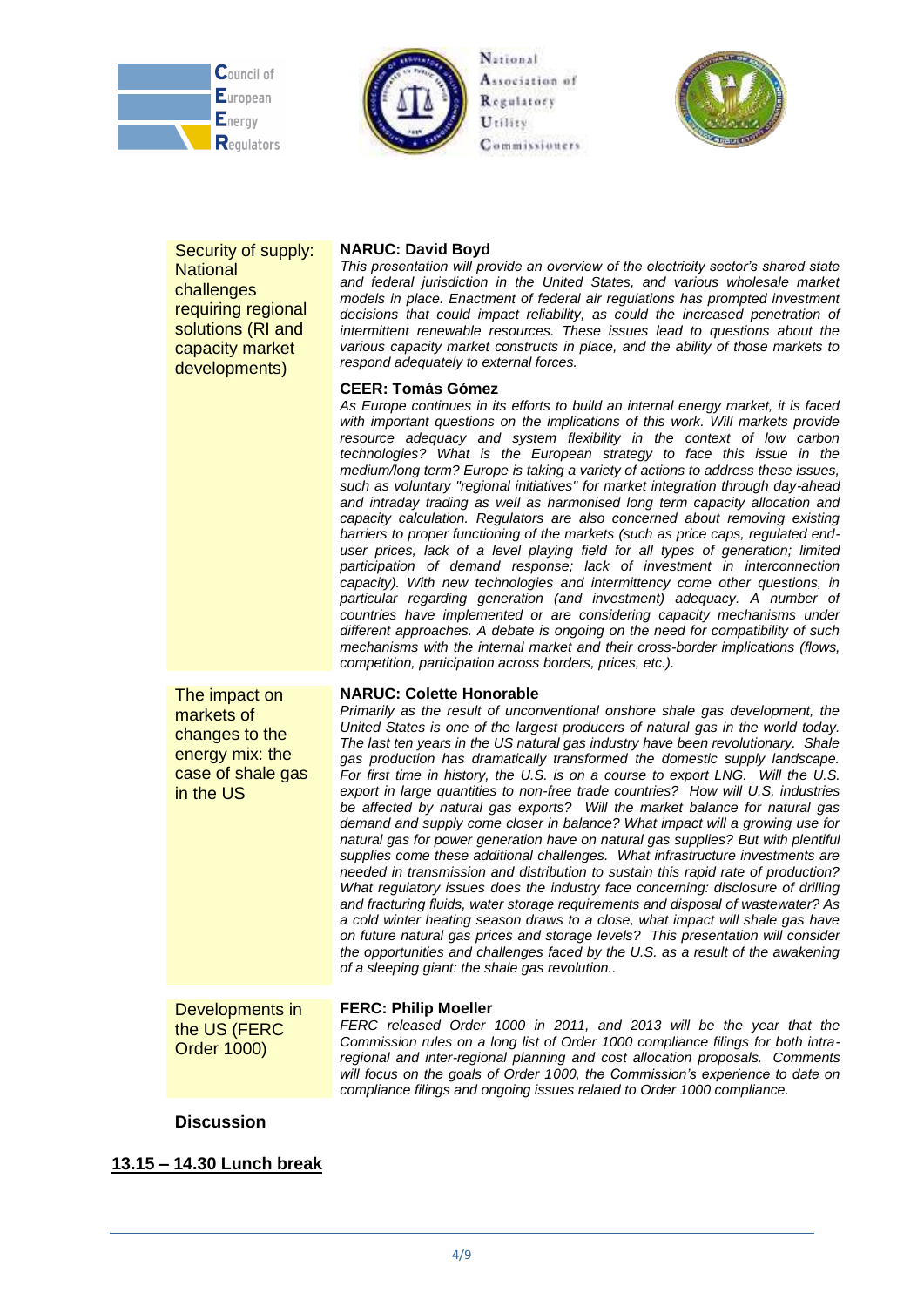| | |
|---|---|
| Security of supply: National challenges requiring regional solutions (RI and capacity market developments) | **NARUC: David Boyd**<br>*This presentation will provide an overview of the electricity sector's shared state and federal jurisdiction in the United States, and various wholesale market models in place. Enactment of federal air regulations has prompted investment decisions that could impact reliability, as could the increased penetration of intermittent renewable resources. These issues lead to questions about the various capacity market constructs in place, and the ability of those markets to respond adequately to external forces.*<br><br>**CEER: Tomás Gómez**<br>*As Europe continues in its efforts to build an internal energy market, it is faced with important questions on the implications of this work. Will markets provide resource adequacy and system flexibility in the context of low carbon technologies? What is the European strategy to face this issue in the medium/long term? Europe is taking a variety of actions to address these issues, such as voluntary "regional initiatives" for market integration through day-ahead and intraday trading as well as harmonised long term capacity allocation and capacity calculation. Regulators are also concerned about removing existing barriers to proper functioning of the markets (such as price caps, regulated end-user prices, lack of a level playing field for all types of generation; limited participation of demand response; lack of investment in interconnection capacity). With new technologies and intermittency come other questions, in particular regarding generation (and investment) adequacy. A number of countries have implemented or are considering capacity mechanisms under different approaches. A debate is ongoing on the need for compatibility of such mechanisms with the internal market and their cross-border implications (flows, competition, participation across borders, prices, etc.).* |
| The impact on markets of changes to the energy mix: the case of shale gas in the US | **NARUC: Colette Honorable**<br>*Primarily as the result of unconventional onshore shale gas development, the United States is one of the largest producers of natural gas in the world today. The last ten years in the US natural gas industry have been revolutionary. Shale gas production has dramatically transformed the domestic supply landscape. For first time in history, the U.S. is on a course to export LNG. Will the U.S. export in large quantities to non-free trade countries? How will U.S. industries be affected by natural gas exports? Will the market balance for natural gas demand and supply come closer in balance? What impact will a growing use for natural gas for power generation have on natural gas supplies? But with plentiful supplies come these additional challenges. What infrastructure investments are needed in transmission and distribution to sustain this rapid rate of production? What regulatory issues does the industry face concerning: disclosure of drilling and fracturing fluids, water storage requirements and disposal of wastewater? As a cold winter heating season draws to a close, what impact will shale gas have on future natural gas prices and storage levels? This presentation will consider the opportunities and challenges faced by the U.S. as a result of the awakening of a sleeping giant: the shale gas revolution..* |
| Developments in the US (FERC Order 1000) | **FERC: Philip Moeller**<br>*FERC released Order 1000 in 2011, and 2013 will be the year that the Commission rules on a long list of Order 1000 compliance filings for both intra-regional and inter-regional planning and cost allocation proposals. Comments will focus on the goals of Order 1000, the Commission's experience to date on compliance filings and ongoing issues related to Order 1000 compliance.* |

**Discussion**

**13.15 – 14.30 Lunch break**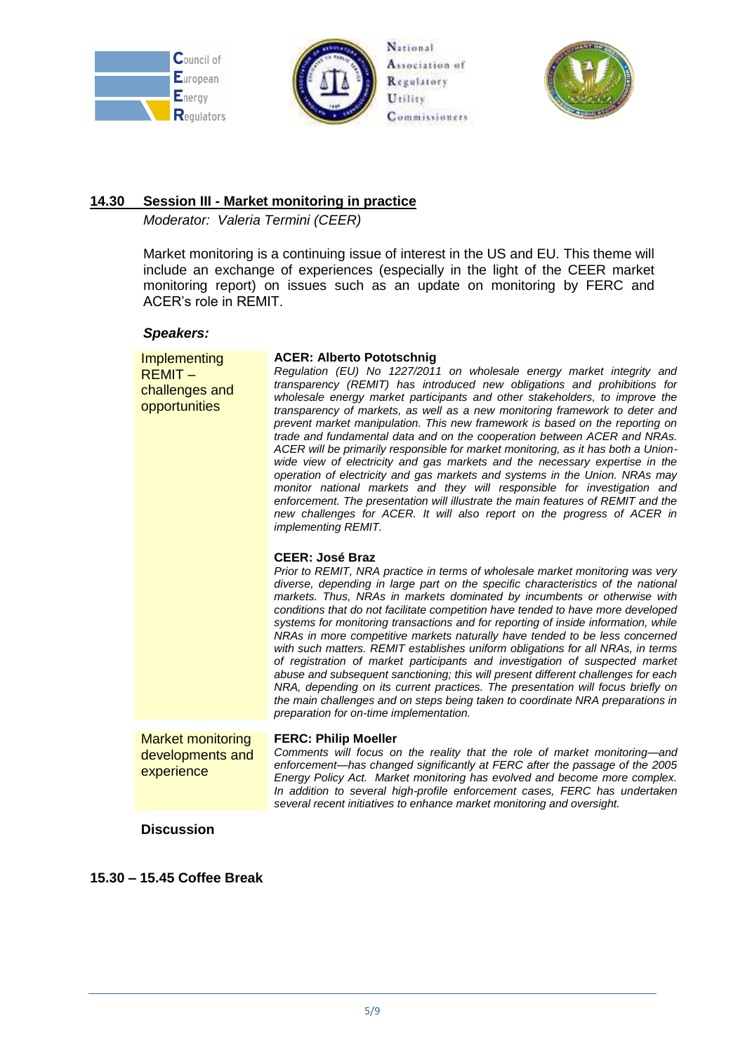## 14.30 Session III - Market monitoring in practice

*Moderator: Valeria Termini (CEER)*

Market monitoring is a continuing issue of interest in the US and EU. This theme will include an exchange of experiences (especially in the light of the CEER market monitoring report) on issues such as an update on monitoring by FERC and ACER's role in REMIT.

### *Speakers:*

| | |
|---|---|
| Implementing REMIT – challenges and opportunities | **ACER: Alberto Pototschnig**<br>*Regulation (EU) No 1227/2011 on wholesale energy market integrity and transparency (REMIT) has introduced new obligations and prohibitions for wholesale energy market participants and other stakeholders, to improve the transparency of markets, as well as a new monitoring framework to deter and prevent market manipulation. This new framework is based on the reporting on trade and fundamental data and on the cooperation between ACER and NRAs. ACER will be primarily responsible for market monitoring, as it has both a Union-wide view of electricity and gas markets and the necessary expertise in the operation of electricity and gas markets and systems in the Union. NRAs may monitor national markets and they will responsible for investigation and enforcement. The presentation will illustrate the main features of REMIT and the new challenges for ACER. It will also report on the progress of ACER in implementing REMIT.*<br><br>**CEER: José Braz**<br>*Prior to REMIT, NRA practice in terms of wholesale market monitoring was very diverse, depending in large part on the specific characteristics of the national markets. Thus, NRAs in markets dominated by incumbents or otherwise with conditions that do not facilitate competition have tended to have more developed systems for monitoring transactions and for reporting of inside information, while NRAs in more competitive markets naturally have tended to be less concerned with such matters. REMIT establishes uniform obligations for all NRAs, in terms of registration of market participants and investigation of suspected market abuse and subsequent sanctioning; this will present different challenges for each NRA, depending on its current practices. The presentation will focus briefly on the main challenges and on steps being taken to coordinate NRA preparations in preparation for on-time implementation.* |
| Market monitoring developments and experience | **FERC: Philip Moeller**<br>*Comments will focus on the reality that the role of market monitoring—and enforcement—has changed significantly at FERC after the passage of the 2005 Energy Policy Act. Market monitoring has evolved and become more complex. In addition to several high-profile enforcement cases, FERC has undertaken several recent initiatives to enhance market monitoring and oversight.* |

**Discussion**

**15.30 – 15.45 Coffee Break**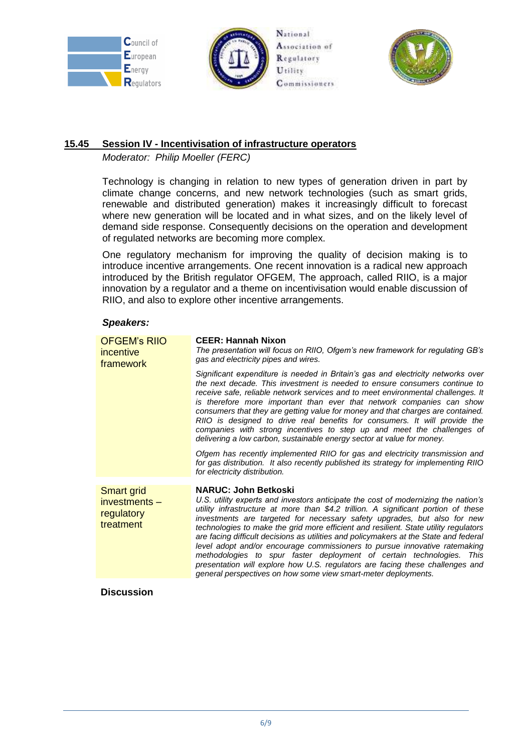## 15.45 Session IV - Incentivisation of infrastructure operators

*Moderator: Philip Moeller (FERC)*

Technology is changing in relation to new types of generation driven in part by climate change concerns, and new network technologies (such as smart grids, renewable and distributed generation) makes it increasingly difficult to forecast where new generation will be located and in what sizes, and on the likely level of demand side response. Consequently decisions on the operation and development of regulated networks are becoming more complex.

One regulatory mechanism for improving the quality of decision making is to introduce incentive arrangements. One recent innovation is a radical new approach introduced by the British regulator OFGEM, The approach, called RIIO, is a major innovation by a regulator and a theme on incentivisation would enable discussion of RIIO, and also to explore other incentive arrangements.

***Speakers:***

| | |
|---|---|
| OFGEM's RIIO incentive framework | **CEER: Hannah Nixon**<br>*The presentation will focus on RIIO, Ofgem's new framework for regulating GB's gas and electricity pipes and wires.*<br><br>*Significant expenditure is needed in Britain's gas and electricity networks over the next decade. This investment is needed to ensure consumers continue to receive safe, reliable network services and to meet environmental challenges. It is therefore more important than ever that network companies can show consumers that they are getting value for money and that charges are contained. RIIO is designed to drive real benefits for consumers. It will provide the companies with strong incentives to step up and meet the challenges of delivering a low carbon, sustainable energy sector at value for money.*<br><br>*Ofgem has recently implemented RIIO for gas and electricity transmission and for gas distribution. It also recently published its strategy for implementing RIIO for electricity distribution.* |
| Smart grid investments – regulatory treatment | **NARUC: John Betkoski**<br>*U.S. utility experts and investors anticipate the cost of modernizing the nation's utility infrastructure at more than $4.2 trillion. A significant portion of these investments are targeted for necessary safety upgrades, but also for new technologies to make the grid more efficient and resilient. State utility regulators are facing difficult decisions as utilities and policymakers at the State and federal level adopt and/or encourage commissioners to pursue innovative ratemaking methodologies to spur faster deployment of certain technologies. This presentation will explore how U.S. regulators are facing these challenges and general perspectives on how some view smart-meter deployments.* |

**Discussion**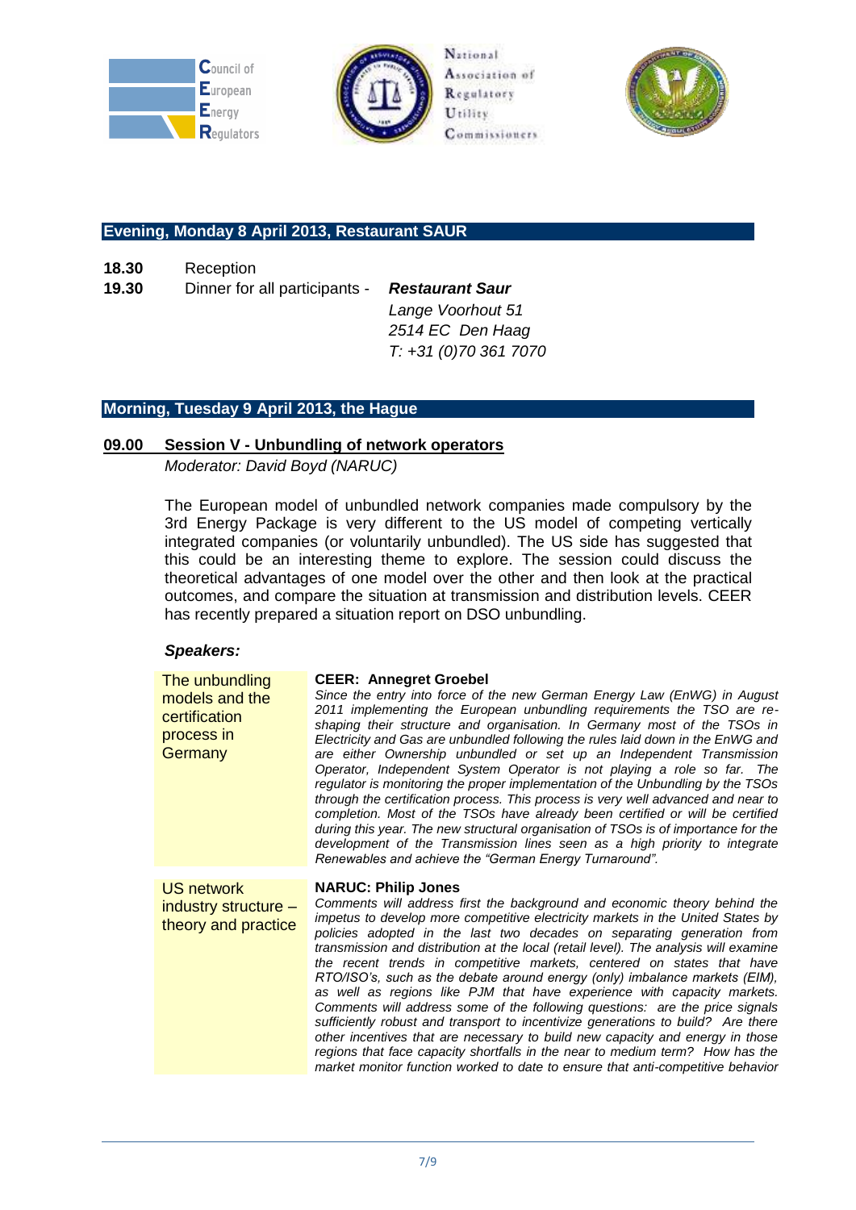Council of European Energy Regulators

National Association of Regulatory Utility Commissioners

## Evening, Monday 8 April 2013, Restaurant SAUR

**18.30** Reception

**19.30** Dinner for all participants - ***Restaurant Saur***
*Lange Voorhout 51*
*2514 EC Den Haag*
*T: +31 (0)70 361 7070*

## Morning, Tuesday 9 April 2013, the Hague

### 09.00 Session V - Unbundling of network operators

*Moderator: David Boyd (NARUC)*

The European model of unbundled network companies made compulsory by the 3rd Energy Package is very different to the US model of competing vertically integrated companies (or voluntarily unbundled). The US side has suggested that this could be an interesting theme to explore. The session could discuss the theoretical advantages of one model over the other and then look at the practical outcomes, and compare the situation at transmission and distribution levels. CEER has recently prepared a situation report on DSO unbundling.

***Speakers:***

| | |
|---|---|
| The unbundling models and the certification process in Germany | **CEER: Annegret Groebel**<br>*Since the entry into force of the new German Energy Law (EnWG) in August 2011 implementing the European unbundling requirements the TSO are re-shaping their structure and organisation. In Germany most of the TSOs in Electricity and Gas are unbundled following the rules laid down in the EnWG and are either Ownership unbundled or set up an Independent Transmission Operator, Independent System Operator is not playing a role so far. The regulator is monitoring the proper implementation of the Unbundling by the TSOs through the certification process. This process is very well advanced and near to completion. Most of the TSOs have already been certified or will be certified during this year. The new structural organisation of TSOs is of importance for the development of the Transmission lines seen as a high priority to integrate Renewables and achieve the "German Energy Turnaround".* |
| US network industry structure – theory and practice | **NARUC: Philip Jones**<br>*Comments will address first the background and economic theory behind the impetus to develop more competitive electricity markets in the United States by policies adopted in the last two decades on separating generation from transmission and distribution at the local (retail level). The analysis will examine the recent trends in competitive markets, centered on states that have RTO/ISO's, such as the debate around energy (only) imbalance markets (EIM), as well as regions like PJM that have experience with capacity markets. Comments will address some of the following questions: are the price signals sufficiently robust and transport to incentivize generations to build? Are there other incentives that are necessary to build new capacity and energy in those regions that face capacity shortfalls in the near to medium term? How has the market monitor function worked to date to ensure that anti-competitive behavior* |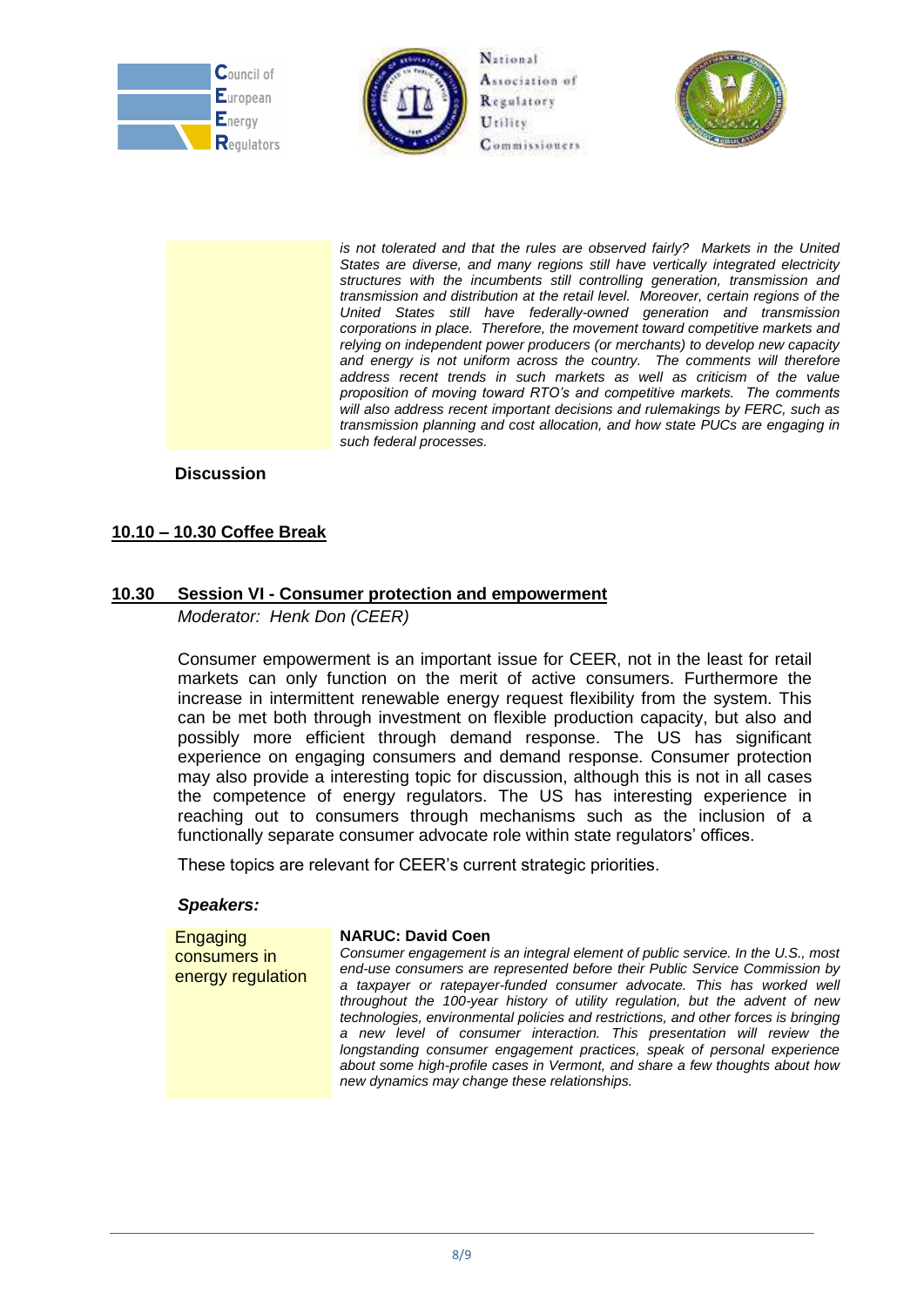*is not tolerated and that the rules are observed fairly? Markets in the United States are diverse, and many regions still have vertically integrated electricity structures with the incumbents still controlling generation, transmission and transmission and distribution at the retail level. Moreover, certain regions of the United States still have federally-owned generation and transmission corporations in place. Therefore, the movement toward competitive markets and relying on independent power producers (or merchants) to develop new capacity and energy is not uniform across the country. The comments will therefore address recent trends in such markets as well as criticism of the value proposition of moving toward RTO's and competitive markets. The comments will also address recent important decisions and rulemakings by FERC, such as transmission planning and cost allocation, and how state PUCs are engaging in such federal processes.*

**Discussion**

## 10.10 – 10.30 Coffee Break

## 10.30 Session VI - Consumer protection and empowerment

*Moderator: Henk Don (CEER)*

Consumer empowerment is an important issue for CEER, not in the least for retail markets can only function on the merit of active consumers. Furthermore the increase in intermittent renewable energy request flexibility from the system. This can be met both through investment on flexible production capacity, but also and possibly more efficient through demand response. The US has significant experience on engaging consumers and demand response. Consumer protection may also provide a interesting topic for discussion, although this is not in all cases the competence of energy regulators. The US has interesting experience in reaching out to consumers through mechanisms such as the inclusion of a functionally separate consumer advocate role within state regulators' offices.

These topics are relevant for CEER's current strategic priorities.

***Speakers:***

Engaging consumers in energy regulation

**NARUC: David Coen**

*Consumer engagement is an integral element of public service. In the U.S., most end-use consumers are represented before their Public Service Commission by a taxpayer or ratepayer-funded consumer advocate. This has worked well throughout the 100-year history of utility regulation, but the advent of new technologies, environmental policies and restrictions, and other forces is bringing a new level of consumer interaction. This presentation will review the longstanding consumer engagement practices, speak of personal experience about some high-profile cases in Vermont, and share a few thoughts about how new dynamics may change these relationships.*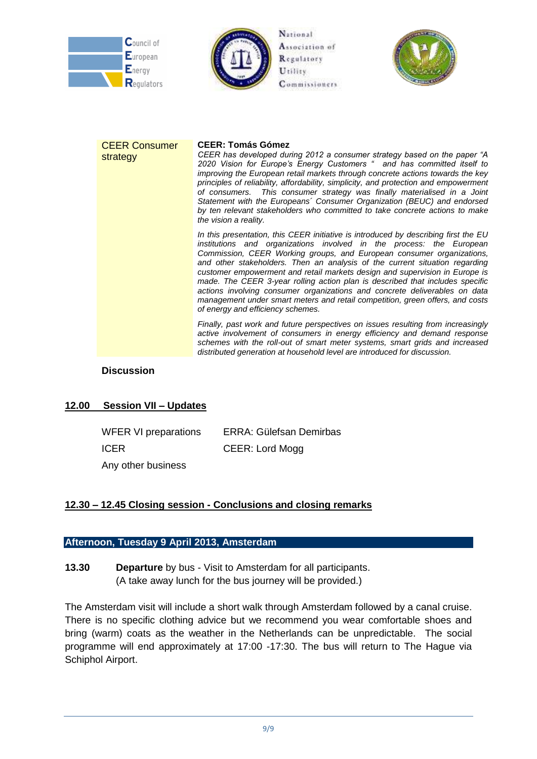| | |
|---|---|
| CEER Consumer strategy | **CEER: Tomás Gómez**<br>*CEER has developed during 2012 a consumer strategy based on the paper "A 2020 Vision for Europe's Energy Customers " and has committed itself to improving the European retail markets through concrete actions towards the key principles of reliability, affordability, simplicity, and protection and empowerment of consumers. This consumer strategy was finally materialised in a Joint Statement with the Europeans´ Consumer Organization (BEUC) and endorsed by ten relevant stakeholders who committed to take concrete actions to make the vision a reality.*<br><br>*In this presentation, this CEER initiative is introduced by describing first the EU institutions and organizations involved in the process: the European Commission, CEER Working groups, and European consumer organizations, and other stakeholders. Then an analysis of the current situation regarding customer empowerment and retail markets design and supervision in Europe is made. The CEER 3-year rolling action plan is described that includes specific actions involving consumer organizations and concrete deliverables on data management under smart meters and retail competition, green offers, and costs of energy and efficiency schemes.*<br><br>*Finally, past work and future perspectives on issues resulting from increasingly active involvement of consumers in energy efficiency and demand response schemes with the roll-out of smart meter systems, smart grids and increased distributed generation at household level are introduced for discussion.* |

**Discussion**

## 12.00 Session VII – Updates

| | |
|---|---|
| WFER VI preparations | ERRA: Gülefsan Demirbas |
| ICER | CEER: Lord Mogg |
| Any other business | |

## 12.30 – 12.45 Closing session - Conclusions and closing remarks

### Afternoon, Tuesday 9 April 2013, Amsterdam

**13.30** **Departure** by bus - Visit to Amsterdam for all participants. (A take away lunch for the bus journey will be provided.)

The Amsterdam visit will include a short walk through Amsterdam followed by a canal cruise. There is no specific clothing advice but we recommend you wear comfortable shoes and bring (warm) coats as the weather in the Netherlands can be unpredictable. The social programme will end approximately at 17:00 -17:30. The bus will return to The Hague via Schiphol Airport.